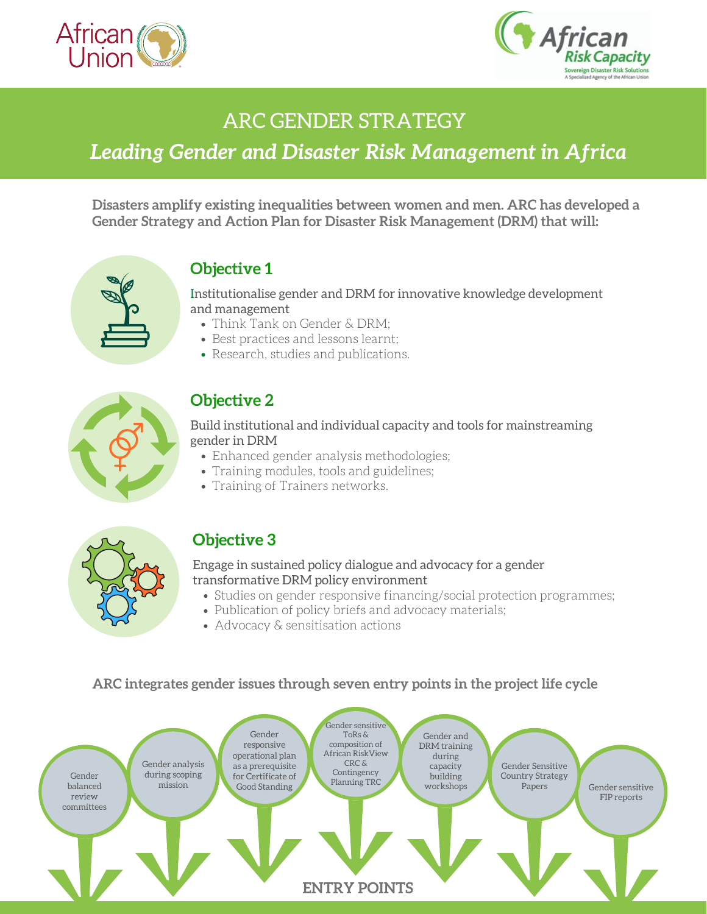# ARC GENDER STRATEGY

## *Leading Gender and Disaster Risk Management in Africa*

**Disasters amplify existing inequalities between women and men. ARC has developed a Gender Strategy and Action Plan for Disaster Risk Management (DRM) that will:**

### Objective 1

Institutionalise gender and DRM for innovative knowledge development and management

- Think Tank on Gender & DRM;
- Best practices and lessons learnt;
- Research, studies and publications.

### Objective 2

Build institutional and individual capacity and tools for mainstreaming gender in DRM

- Enhanced gender analysis methodologies;
- Training modules, tools and guidelines;
- Training of Trainers networks.

### Objective 3

Engage in sustained policy dialogue and advocacy for a gender transformative DRM policy environment

- Studies on gender responsive financing/social protection programmes;
- Publication of policy briefs and advocacy materials;
- Advocacy & sensitisation actions

**ARC integrates gender issues through seven entry points in the project life cycle**

1. Gender balanced review committees
2. Gender analysis during scoping mission
3. Gender responsive operational plan as a prerequisite for Certificate of Good Standing
4. Gender sensitive ToRs & composition of African RiskView CRC & Contingency Planning TRC
5. Gender and DRM training during capacity building workshops
6. Gender Sensitive Country Strategy Papers
7. Gender sensitive FIP reports

**ENTRY POINTS**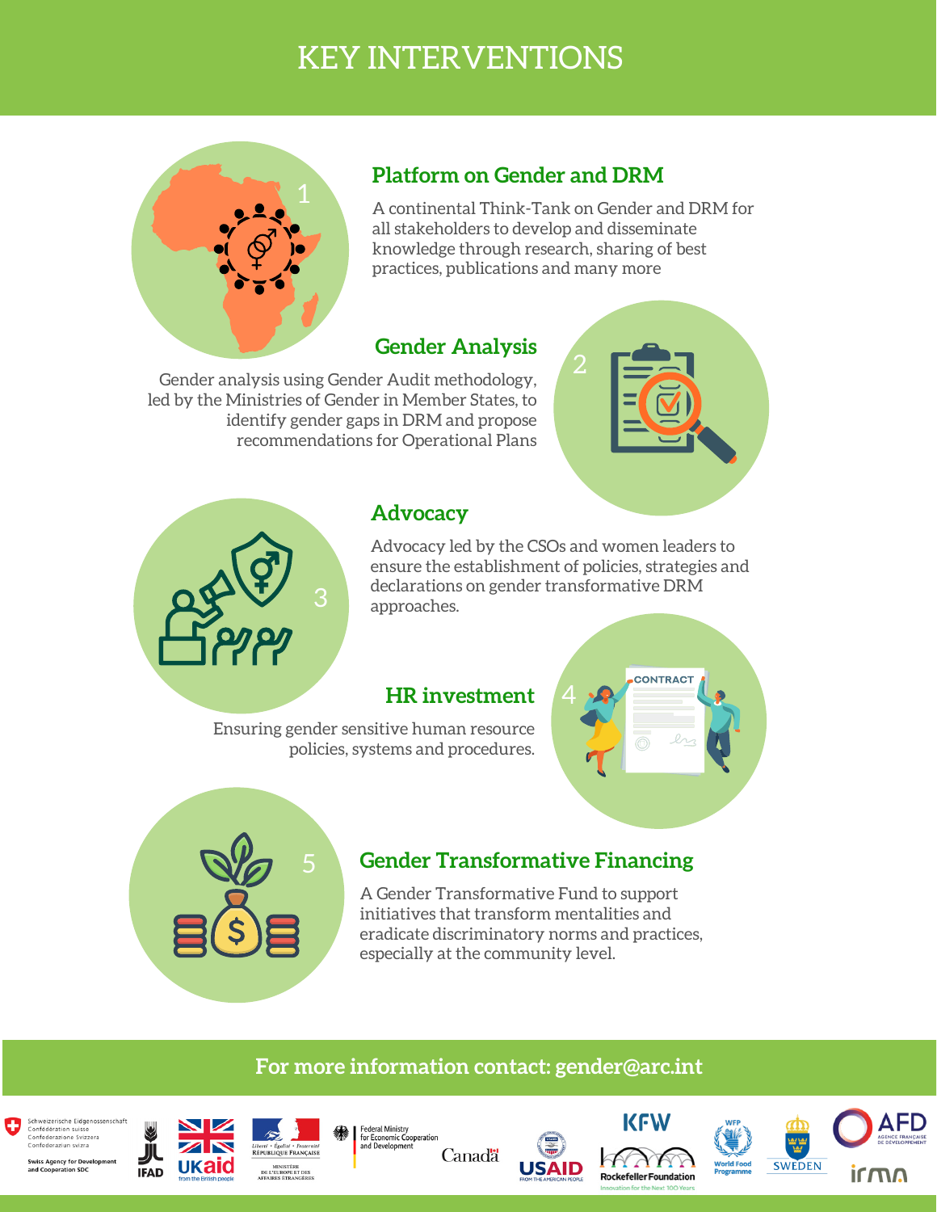# KEY INTERVENTIONS

## 1. Platform on Gender and DRM

A continental Think-Tank on Gender and DRM for all stakeholders to develop and disseminate knowledge through research, sharing of best practices, publications and many more

## 2. Gender Analysis

Gender analysis using Gender Audit methodology, led by the Ministries of Gender in Member States, to identify gender gaps in DRM and propose recommendations for Operational Plans

## 3. Advocacy

Advocacy led by the CSOs and women leaders to ensure the establishment of policies, strategies and declarations on gender transformative DRM approaches.

## 4. HR investment

Ensuring gender sensitive human resource policies, systems and procedures.

## 5. Gender Transformative Financing

A Gender Transformative Fund to support initiatives that transform mentalities and eradicate discriminatory norms and practices, especially at the community level.

**For more information contact: gender@arc.int**

Schweizerische Eidgenossenschaft
Confédération suisse
Confederazione Svizzera
Confederaziun svizra

Swiss Agency for Development and Cooperation SDC

IFAD

UKaid from the British people

Liberté • Égalité • Fraternité
RÉPUBLIQUE FRANÇAISE
MINISTÈRE DE L'EUROPE ET DES AFFAIRES ÉTRANGÈRES

Federal Ministry for Economic Cooperation and Development

Canada

USAID FROM THE AMERICAN PEOPLE

KfW

Rockefeller Foundation
Innovation for the Next 100 Years

WFP World Food Programme

SWEDEN

AFD AGENCE FRANÇAISE DE DÉVELOPPEMENT

irma